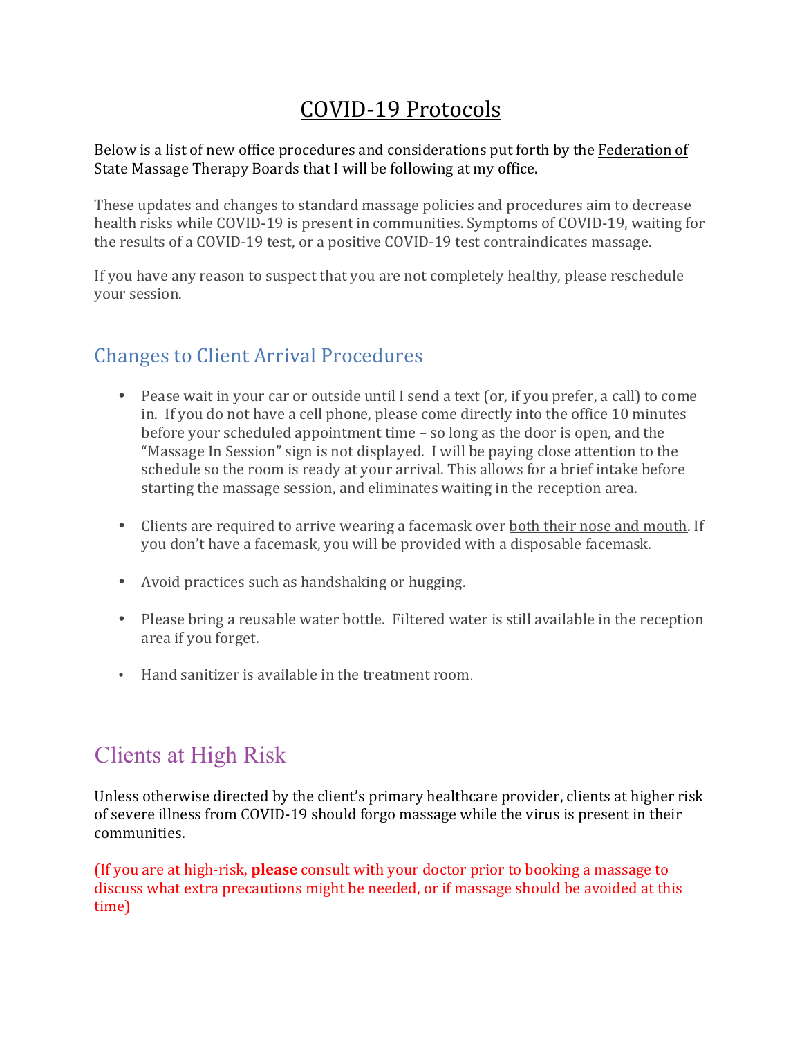# COVID-19 Protocols

Below is a list of new office procedures and considerations put forth by the Federation of State Massage Therapy Boards that I will be following at my office.

These updates and changes to standard massage policies and procedures aim to decrease health risks while COVID-19 is present in communities. Symptoms of COVID-19, waiting for the results of a COVID-19 test, or a positive COVID-19 test contraindicates massage.

If you have any reason to suspect that you are not completely healthy, please reschedule your session.

## Changes to Client Arrival Procedures

- Pease wait in your car or outside until I send a text (or, if you prefer, a call) to come in. If you do not have a cell phone, please come directly into the office 10 minutes before your scheduled appointment time – so long as the door is open, and the "Massage In Session" sign is not displayed. I will be paying close attention to the schedule so the room is ready at your arrival. This allows for a brief intake before starting the massage session, and eliminates waiting in the reception area.

- Clients are required to arrive wearing a facemask over both their nose and mouth. If you don't have a facemask, you will be provided with a disposable facemask.

- Avoid practices such as handshaking or hugging.

- Please bring a reusable water bottle. Filtered water is still available in the reception area if you forget.

- Hand sanitizer is available in the treatment room.

## Clients at High Risk

Unless otherwise directed by the client's primary healthcare provider, clients at higher risk of severe illness from COVID-19 should forgo massage while the virus is present in their communities.

(If you are at high-risk, **please** consult with your doctor prior to booking a massage to discuss what extra precautions might be needed, or if massage should be avoided at this time)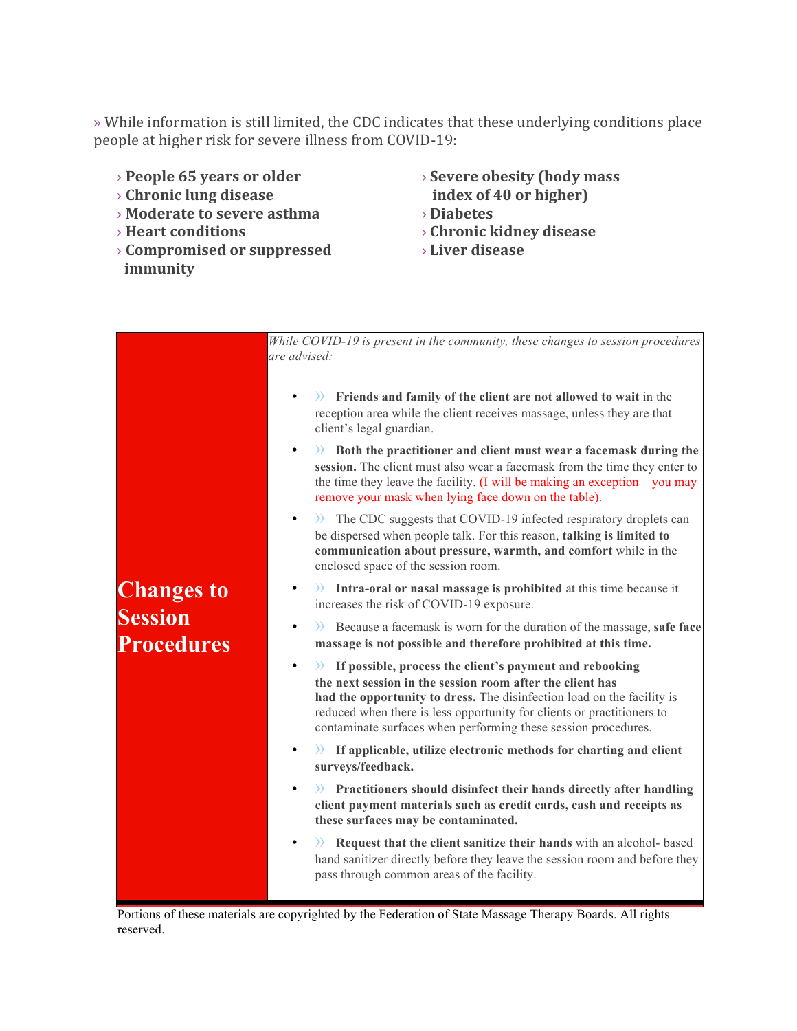» While information is still limited, the CDC indicates that these underlying conditions place people at higher risk for severe illness from COVID-19:

- › **People 65 years or older**
- › **Chronic lung disease**
- › **Moderate to severe asthma**
- › **Heart conditions**
- › **Compromised or suppressed immunity**
- › **Severe obesity (body mass index of 40 or higher)**
- › **Diabetes**
- › **Chronic kidney disease**
- › **Liver disease**

## Changes to Session Procedures

*While COVID-19 is present in the community, these changes to session procedures are advised:*

- » **Friends and family of the client are not allowed to wait** in the reception area while the client receives massage, unless they are that client's legal guardian.
- » **Both the practitioner and client must wear a facemask during the session.** The client must also wear a facemask from the time they enter to the time they leave the facility. (I will be making an exception – you may remove your mask when lying face down on the table).
- » The CDC suggests that COVID-19 infected respiratory droplets can be dispersed when people talk. For this reason, **talking is limited to communication about pressure, warmth, and comfort** while in the enclosed space of the session room.
- » **Intra-oral or nasal massage is prohibited** at this time because it increases the risk of COVID-19 exposure.
- » Because a facemask is worn for the duration of the massage, **safe face massage is not possible and therefore prohibited at this time.**
- » **If possible, process the client's payment and rebooking the next session in the session room after the client has had the opportunity to dress.** The disinfection load on the facility is reduced when there is less opportunity for clients or practitioners to contaminate surfaces when performing these session procedures.
- » **If applicable, utilize electronic methods for charting and client surveys/feedback.**
- » **Practitioners should disinfect their hands directly after handling client payment materials such as credit cards, cash and receipts as these surfaces may be contaminated.**
- » **Request that the client sanitize their hands** with an alcohol- based hand sanitizer directly before they leave the session room and before they pass through common areas of the facility.

Portions of these materials are copyrighted by the Federation of State Massage Therapy Boards. All rights reserved.